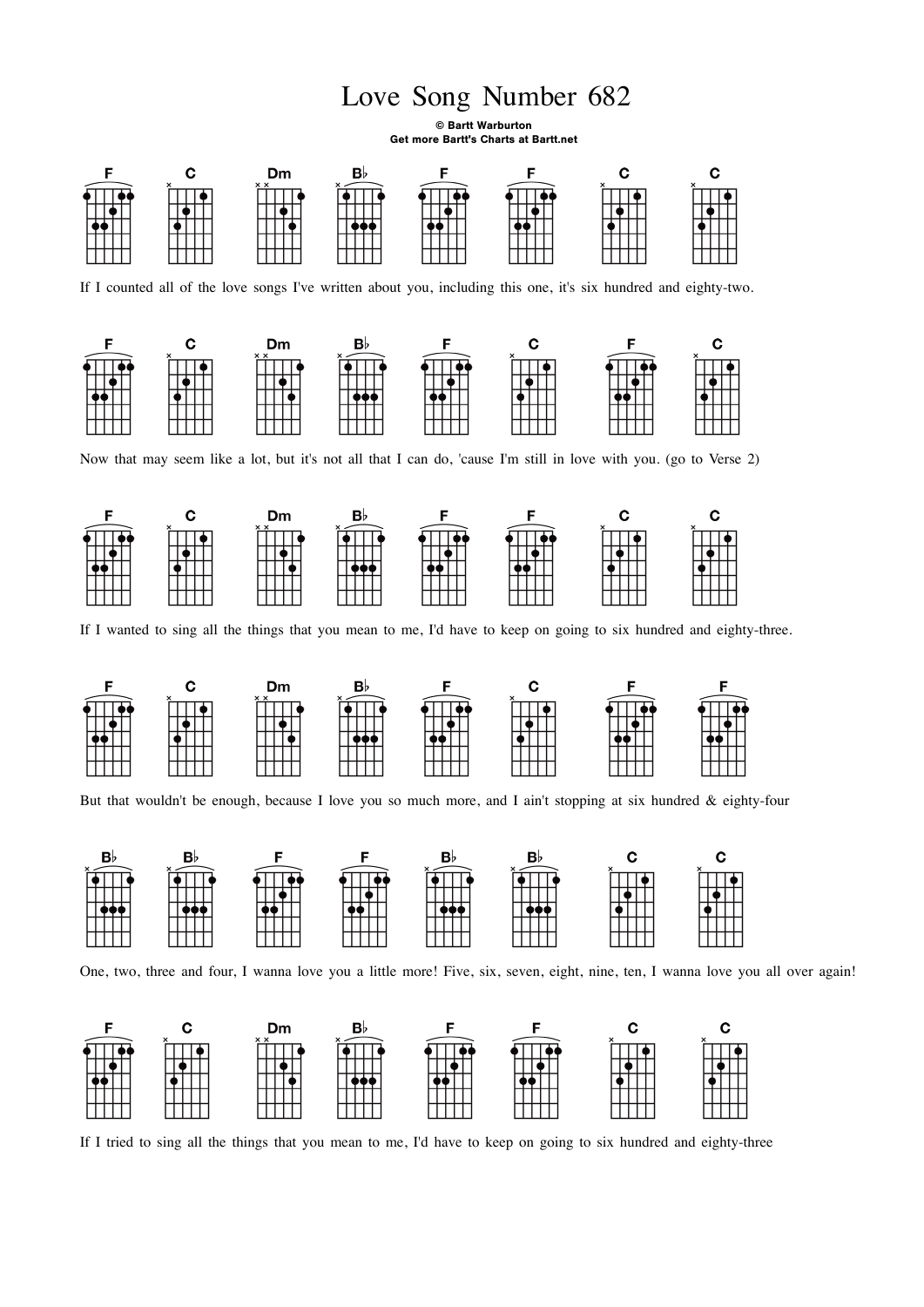# Love Song Number 682

**© Bartt Warburton**
**Get more Bartt's Charts at Bartt.net**

F C Dm B♭ F F C C

If I counted all of the love songs I've written about you, including this one, it's six hundred and eighty-two.

F C Dm B♭ F C F C

Now that may seem like a lot, but it's not all that I can do, 'cause I'm still in love with you. (go to Verse 2)

F C Dm B♭ F F C C

If I wanted to sing all the things that you mean to me, I'd have to keep on going to six hundred and eighty-three.

F C Dm B♭ F C F F

But that wouldn't be enough, because I love you so much more, and I ain't stopping at six hundred & eighty-four

B♭ B♭ F F B♭ B♭ C C

One, two, three and four, I wanna love you a little more! Five, six, seven, eight, nine, ten, I wanna love you all over again!

F C Dm B♭ F F C C

If I tried to sing all the things that you mean to me, I'd have to keep on going to six hundred and eighty-three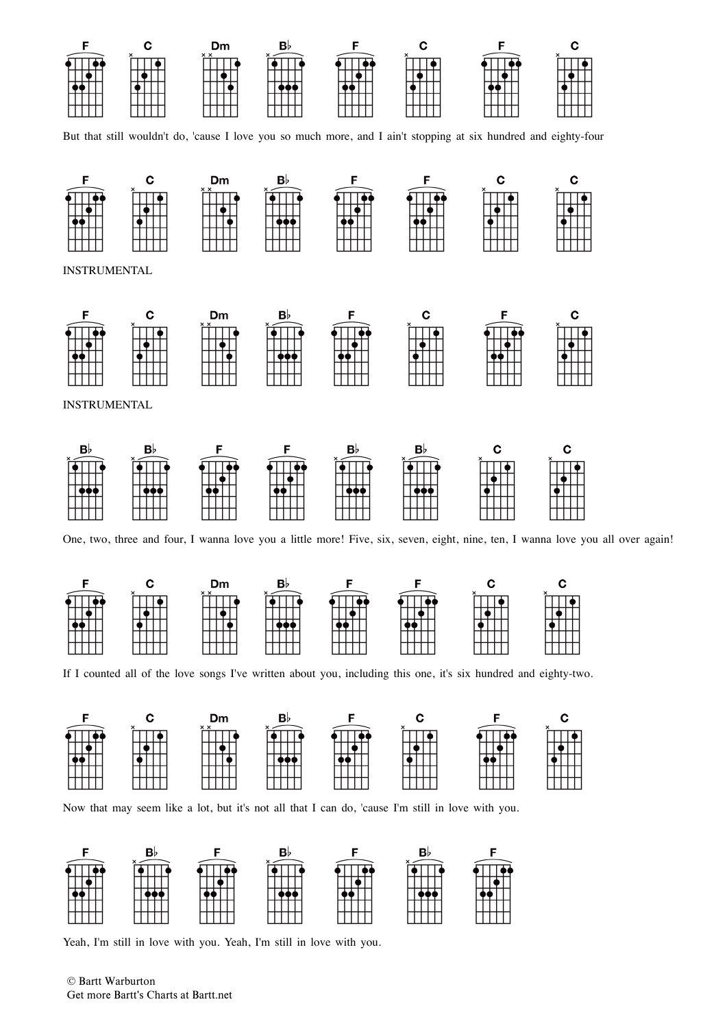F C Dm B♭ F C F C

But that still wouldn't do, 'cause I love you so much more, and I ain't stopping at six hundred and eighty-four

F C Dm B♭ F F C C

INSTRUMENTAL

F C Dm B♭ F C F C

INSTRUMENTAL

B♭ B♭ F F B♭ B♭ C C

One, two, three and four, I wanna love you a little more! Five, six, seven, eight, nine, ten, I wanna love you all over again!

F C Dm B♭ F F C C

If I counted all of the love songs I've written about you, including this one, it's six hundred and eighty-two.

F C Dm B♭ F C F C

Now that may seem like a lot, but it's not all that I can do, 'cause I'm still in love with you.

F B♭ F B♭ F B♭ F

Yeah, I'm still in love with you. Yeah, I'm still in love with you.

© Bartt Warburton
Get more Bartt's Charts at Bartt.net